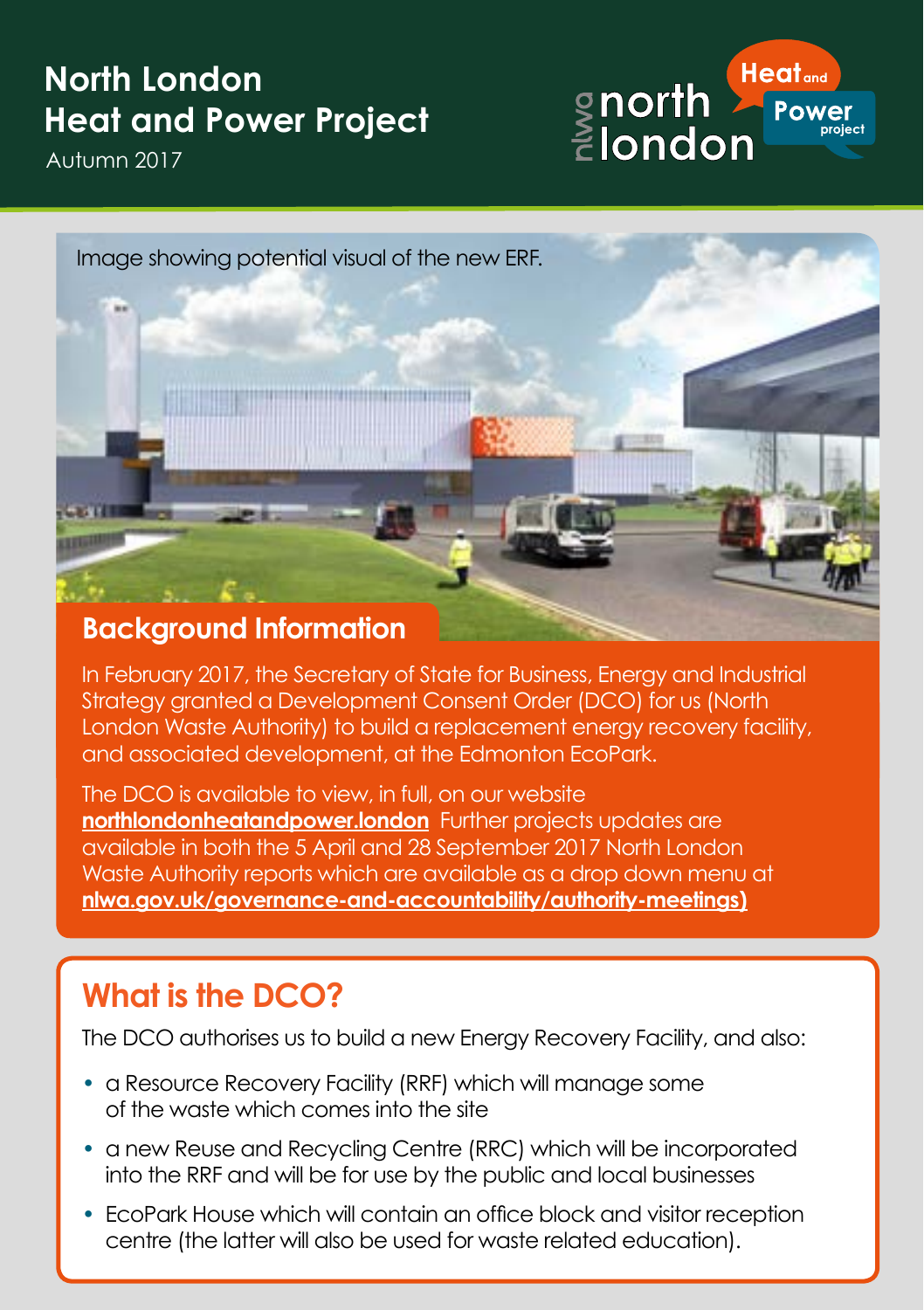# North London Heat and Power Project

Autumn 2017

Image showing potential visual of the new ERF.

## Background Information

In February 2017, the Secretary of State for Business, Energy and Industrial Strategy granted a Development Consent Order (DCO) for us (North London Waste Authority) to build a replacement energy recovery facility, and associated development, at the Edmonton EcoPark.

The DCO is available to view, in full, on our website **northlondonheatandpower.london** Further projects updates are available in both the 5 April and 28 September 2017 North London Waste Authority reports which are available as a drop down menu at **nlwa.gov.uk/governance-and-accountability/authority-meetings)**

## What is the DCO?

The DCO authorises us to build a new Energy Recovery Facility, and also:

- a Resource Recovery Facility (RRF) which will manage some of the waste which comes into the site
- a new Reuse and Recycling Centre (RRC) which will be incorporated into the RRF and will be for use by the public and local businesses
- EcoPark House which will contain an office block and visitor reception centre (the latter will also be used for waste related education).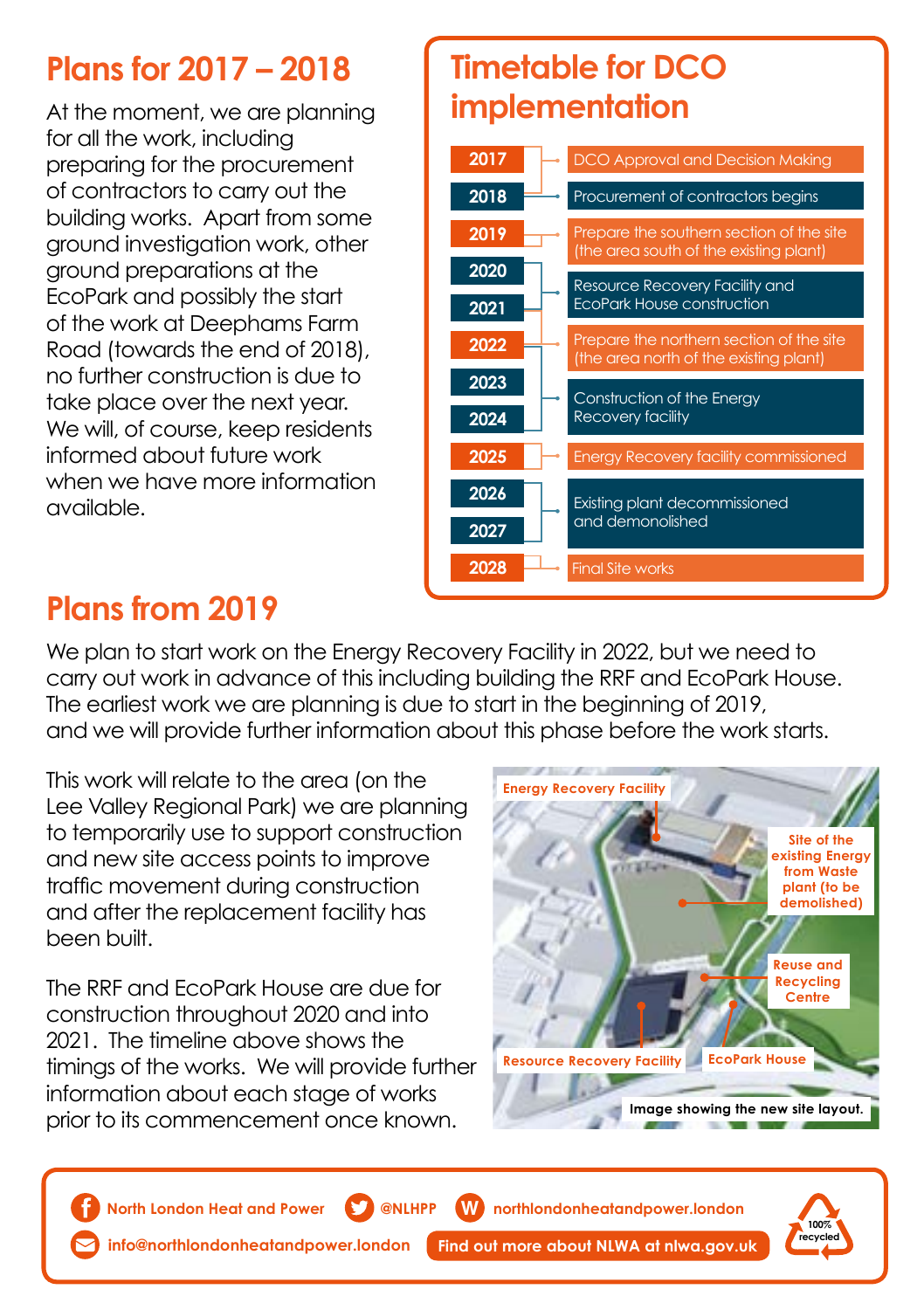## Plans for 2017 – 2018

At the moment, we are planning for all the work, including preparing for the procurement of contractors to carry out the building works. Apart from some ground investigation work, other ground preparations at the EcoPark and possibly the start of the work at Deephams Farm Road (towards the end of 2018), no further construction is due to take place over the next year. We will, of course, keep residents informed about future work when we have more information available.

## Timetable for DCO implementation

| Year | Activity |
|---|---|
| 2017 | DCO Approval and Decision Making |
| 2018 | Procurement of contractors begins |
| 2019 | Prepare the southern section of the site (the area south of the existing plant) |
| 2020–2021 | Resource Recovery Facility and EcoPark House construction |
| 2022 | Prepare the northern section of the site (the area north of the existing plant) |
| 2023–2024 | Construction of the Energy Recovery facility |
| 2025 | Energy Recovery facility commissioned |
| 2026–2027 | Existing plant decommissioned and demonolished |
| 2028 | Final Site works |

## Plans from 2019

We plan to start work on the Energy Recovery Facility in 2022, but we need to carry out work in advance of this including building the RRF and EcoPark House. The earliest work we are planning is due to start in the beginning of 2019, and we will provide further information about this phase before the work starts.

This work will relate to the area (on the Lee Valley Regional Park) we are planning to temporarily use to support construction and new site access points to improve traffic movement during construction and after the replacement facility has been built.

The RRF and EcoPark House are due for construction throughout 2020 and into 2021. The timeline above shows the timings of the works. We will provide further information about each stage of works prior to its commencement once known.

Energy Recovery Facility

Site of the existing Energy from Waste plant (to be demolished)

Reuse and Recycling Centre

Resource Recovery Facility

EcoPark House

Image showing the new site layout.

North London Heat and Power | @NLHPP | northlondonheatandpower.london

info@northlondonheatandpower.london | Find out more about NLWA at nlwa.gov.uk

100% recycled